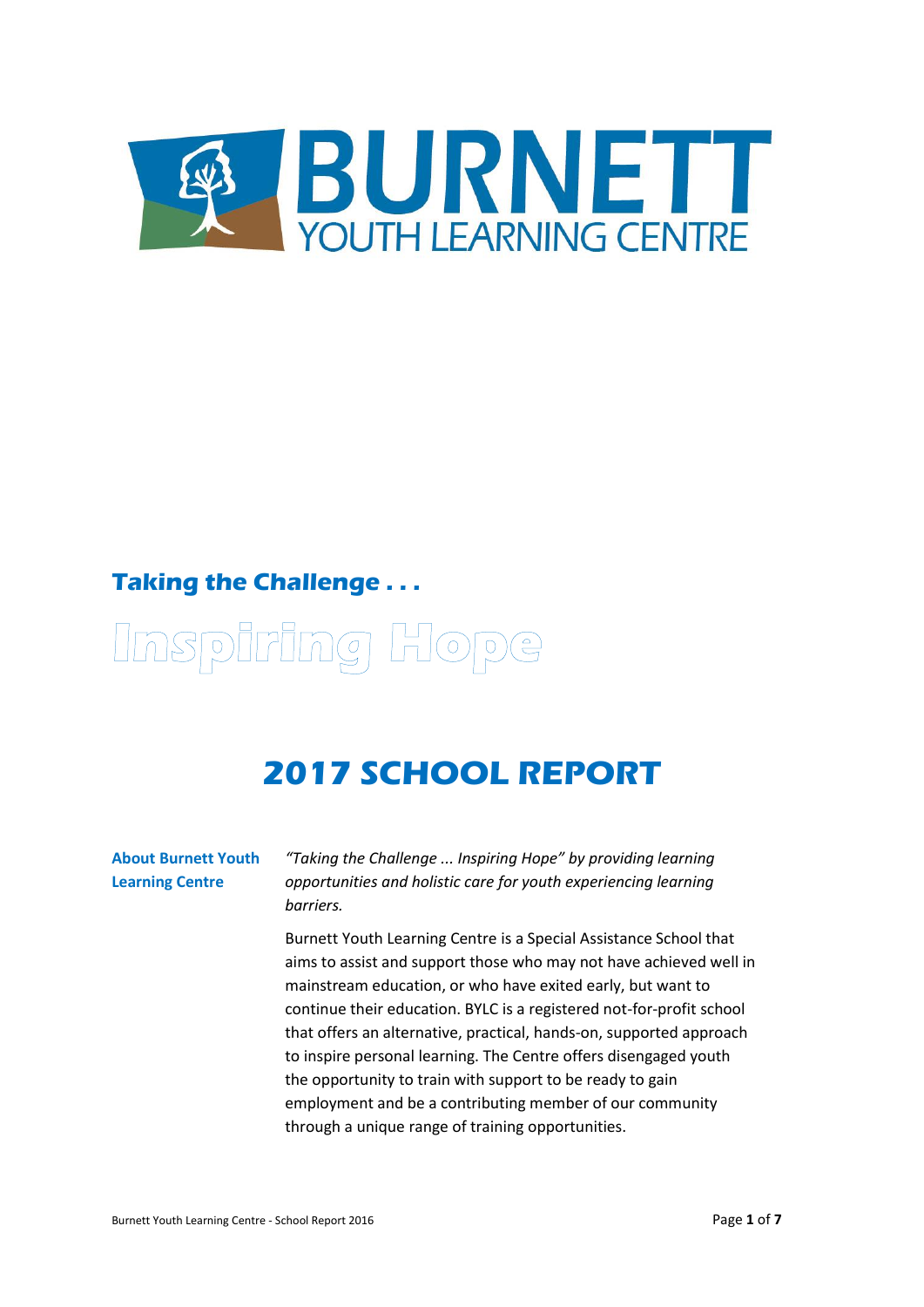# BURNETT
## YOUTH LEARNING CENTRE

**Taking the Challenge . . .**

**Inspiring Hope**

# 2017 SCHOOL REPORT

**About Burnett Youth Learning Centre**

*"Taking the Challenge ... Inspiring Hope" by providing learning opportunities and holistic care for youth experiencing learning barriers.*

Burnett Youth Learning Centre is a Special Assistance School that aims to assist and support those who may not have achieved well in mainstream education, or who have exited early, but want to continue their education. BYLC is a registered not-for-profit school that offers an alternative, practical, hands-on, supported approach to inspire personal learning. The Centre offers disengaged youth the opportunity to train with support to be ready to gain employment and be a contributing member of our community through a unique range of training opportunities.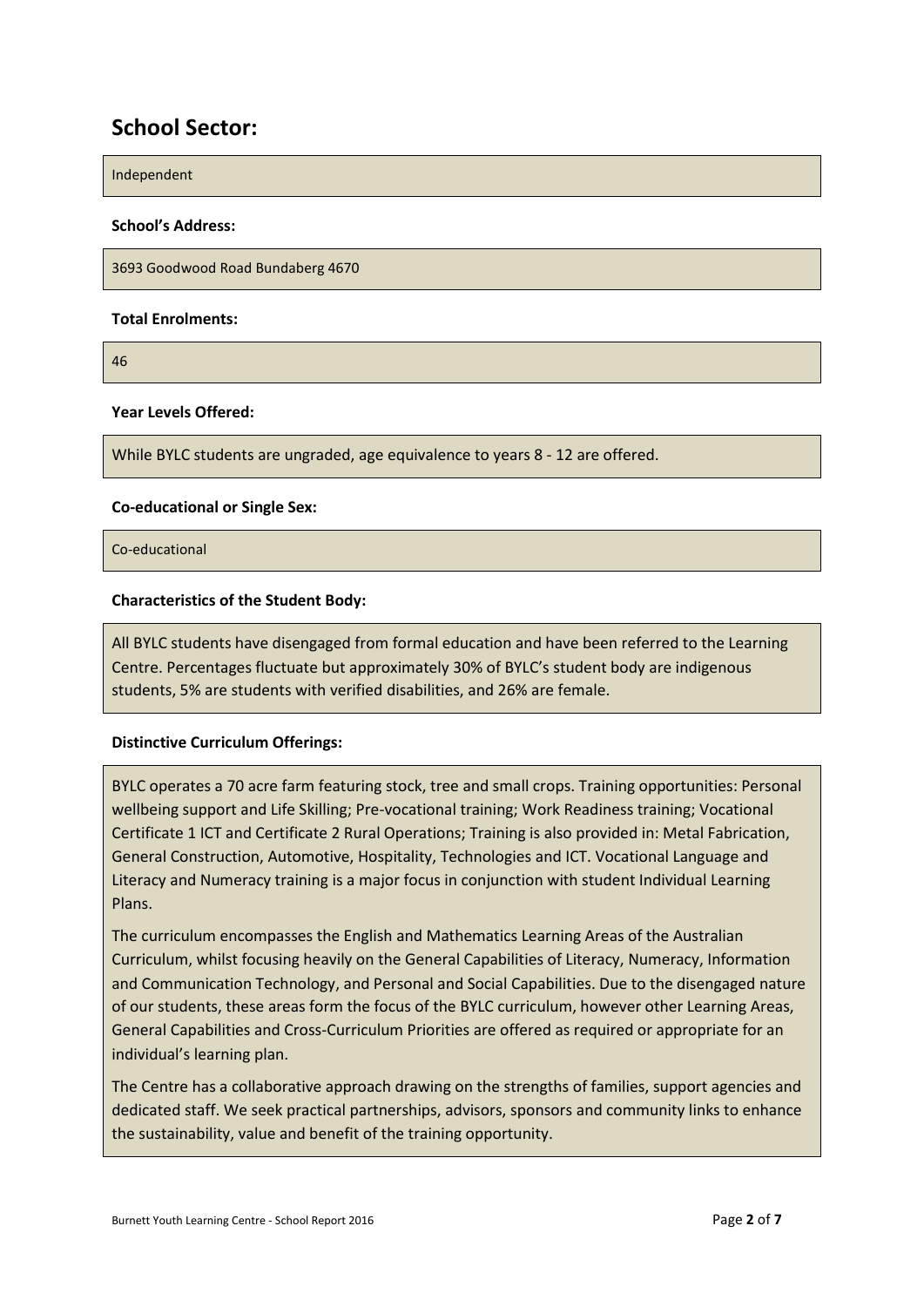## School Sector:

Independent

**School's Address:**

3693 Goodwood Road Bundaberg 4670

**Total Enrolments:**

46

**Year Levels Offered:**

While BYLC students are ungraded, age equivalence to years 8 - 12 are offered.

**Co-educational or Single Sex:**

Co-educational

**Characteristics of the Student Body:**

All BYLC students have disengaged from formal education and have been referred to the Learning Centre. Percentages fluctuate but approximately 30% of BYLC's student body are indigenous students, 5% are students with verified disabilities, and 26% are female.

**Distinctive Curriculum Offerings:**

BYLC operates a 70 acre farm featuring stock, tree and small crops. Training opportunities: Personal wellbeing support and Life Skilling; Pre-vocational training; Work Readiness training; Vocational Certificate 1 ICT and Certificate 2 Rural Operations; Training is also provided in: Metal Fabrication, General Construction, Automotive, Hospitality, Technologies and ICT. Vocational Language and Literacy and Numeracy training is a major focus in conjunction with student Individual Learning Plans.

The curriculum encompasses the English and Mathematics Learning Areas of the Australian Curriculum, whilst focusing heavily on the General Capabilities of Literacy, Numeracy, Information and Communication Technology, and Personal and Social Capabilities. Due to the disengaged nature of our students, these areas form the focus of the BYLC curriculum, however other Learning Areas, General Capabilities and Cross-Curriculum Priorities are offered as required or appropriate for an individual's learning plan.

The Centre has a collaborative approach drawing on the strengths of families, support agencies and dedicated staff. We seek practical partnerships, advisors, sponsors and community links to enhance the sustainability, value and benefit of the training opportunity.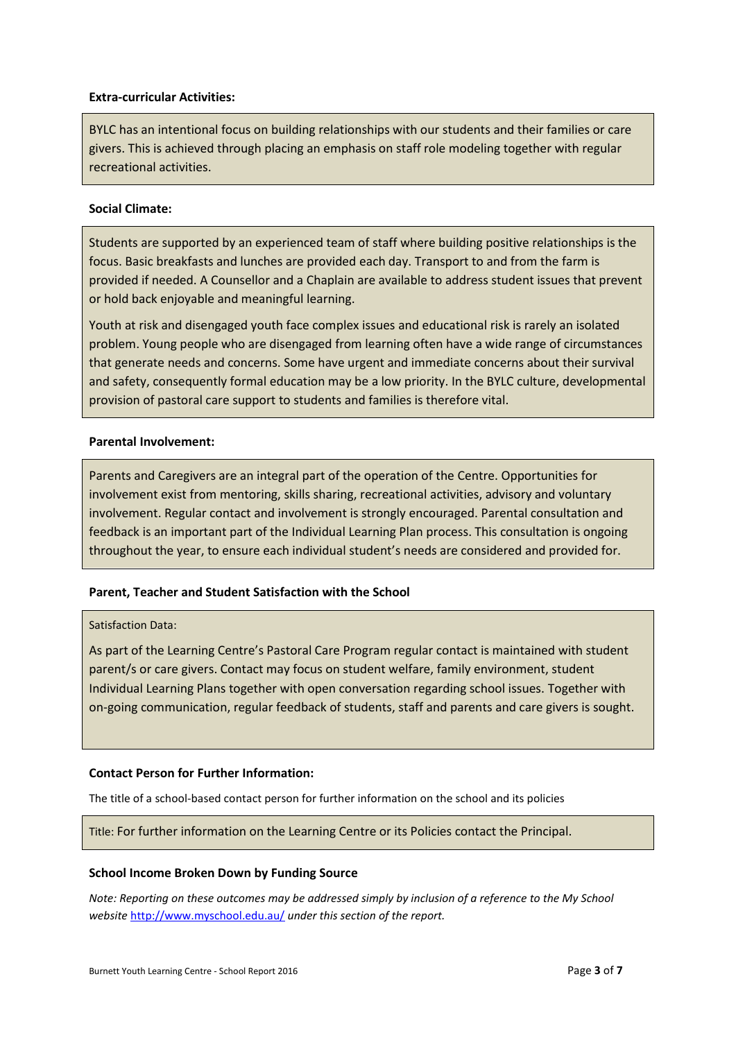**Extra-curricular Activities:**

BYLC has an intentional focus on building relationships with our students and their families or care givers. This is achieved through placing an emphasis on staff role modeling together with regular recreational activities.

**Social Climate:**

Students are supported by an experienced team of staff where building positive relationships is the focus. Basic breakfasts and lunches are provided each day. Transport to and from the farm is provided if needed. A Counsellor and a Chaplain are available to address student issues that prevent or hold back enjoyable and meaningful learning.

Youth at risk and disengaged youth face complex issues and educational risk is rarely an isolated problem. Young people who are disengaged from learning often have a wide range of circumstances that generate needs and concerns. Some have urgent and immediate concerns about their survival and safety, consequently formal education may be a low priority. In the BYLC culture, developmental provision of pastoral care support to students and families is therefore vital.

**Parental Involvement:**

Parents and Caregivers are an integral part of the operation of the Centre. Opportunities for involvement exist from mentoring, skills sharing, recreational activities, advisory and voluntary involvement. Regular contact and involvement is strongly encouraged. Parental consultation and feedback is an important part of the Individual Learning Plan process. This consultation is ongoing throughout the year, to ensure each individual student's needs are considered and provided for.

**Parent, Teacher and Student Satisfaction with the School**

Satisfaction Data:

As part of the Learning Centre's Pastoral Care Program regular contact is maintained with student parent/s or care givers. Contact may focus on student welfare, family environment, student Individual Learning Plans together with open conversation regarding school issues. Together with on-going communication, regular feedback of students, staff and parents and care givers is sought.

**Contact Person for Further Information:**

The title of a school-based contact person for further information on the school and its policies

Title: For further information on the Learning Centre or its Policies contact the Principal.

**School Income Broken Down by Funding Source**

*Note: Reporting on these outcomes may be addressed simply by inclusion of a reference to the My School website [http://www.myschool.edu.au/](http://www.myschool.edu.au/) under this section of the report.*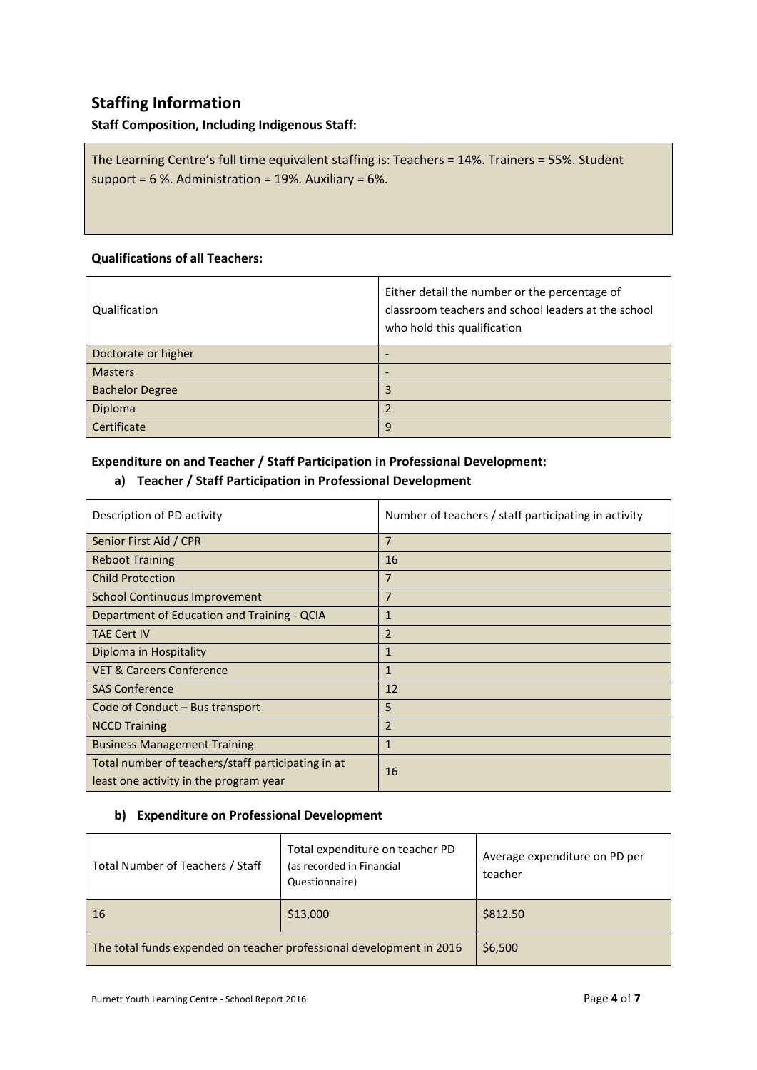## Staffing Information

**Staff Composition, Including Indigenous Staff:**

The Learning Centre's full time equivalent staffing is: Teachers = 14%. Trainers = 55%. Student support = 6 %. Administration = 19%. Auxiliary = 6%.

**Qualifications of all Teachers:**

| Qualification | Either detail the number or the percentage of classroom teachers and school leaders at the school who hold this qualification |
|---|---|
| Doctorate or higher | - |
| Masters | - |
| Bachelor Degree | 3 |
| Diploma | 2 |
| Certificate | 9 |

**Expenditure on and Teacher / Staff Participation in Professional Development:**

**a) Teacher / Staff Participation in Professional Development**

| Description of PD activity | Number of teachers / staff participating in activity |
|---|---|
| Senior First Aid / CPR | 7 |
| Reboot Training | 16 |
| Child Protection | 7 |
| School Continuous Improvement | 7 |
| Department of Education and Training - QCIA | 1 |
| TAE Cert IV | 2 |
| Diploma in Hospitality | 1 |
| VET & Careers Conference | 1 |
| SAS Conference | 12 |
| Code of Conduct – Bus transport | 5 |
| NCCD Training | 2 |
| Business Management Training | 1 |
| Total number of teachers/staff participating in at least one activity in the program year | 16 |

**b) Expenditure on Professional Development**

| Total Number of Teachers / Staff | Total expenditure on teacher PD (as recorded in Financial Questionnaire) | Average expenditure on PD per teacher |
|---|---|---|
| 16 | $13,000 | $812.50 |
| The total funds expended on teacher professional development in 2016 | | $6,500 |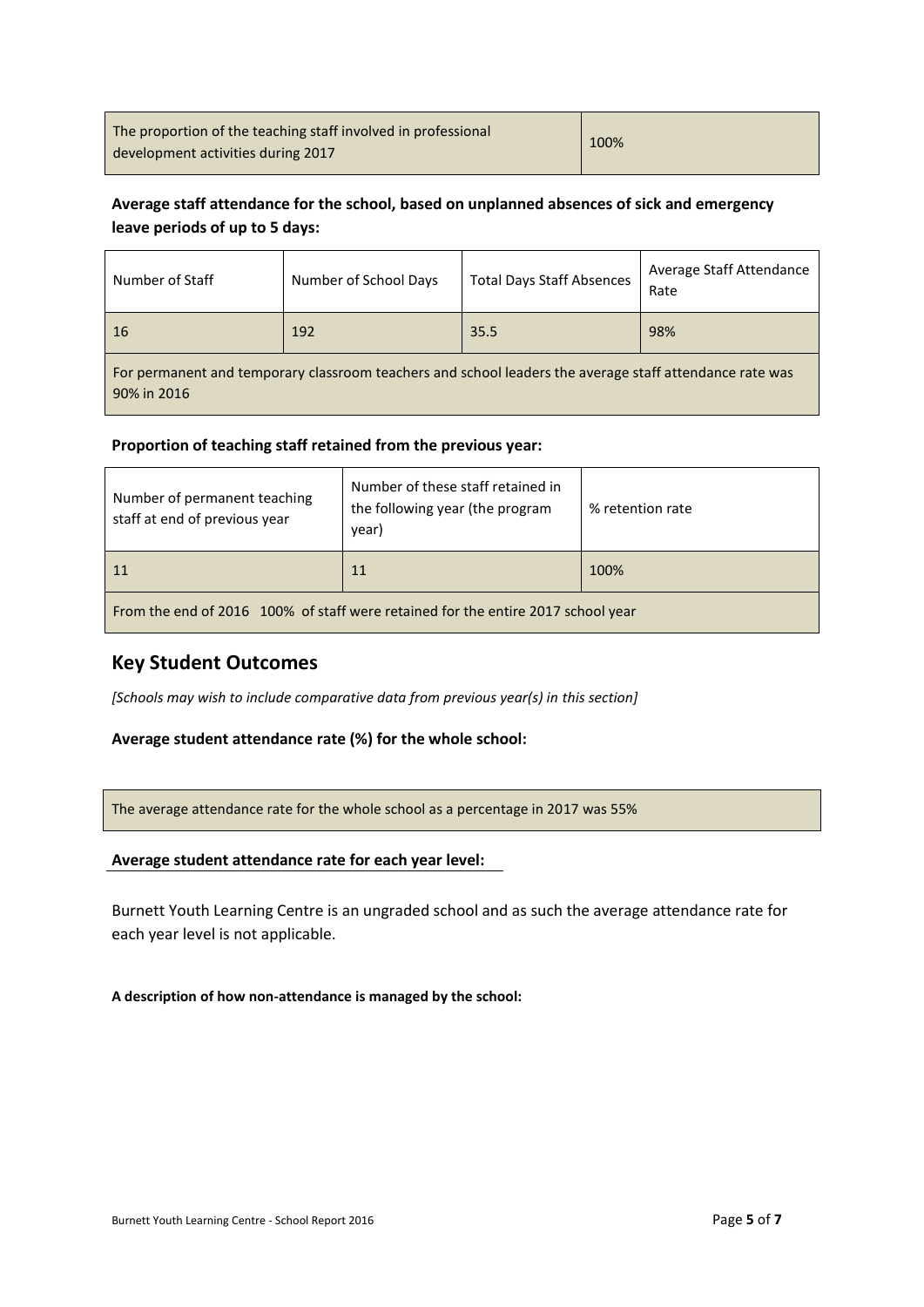| The proportion of the teaching staff involved in professional development activities during 2017 | 100% |
|---|---|

**Average staff attendance for the school, based on unplanned absences of sick and emergency leave periods of up to 5 days:**

| Number of Staff | Number of School Days | Total Days Staff Absences | Average Staff Attendance Rate |
|---|---|---|---|
| 16 | 192 | 35.5 | 98% |
| For permanent and temporary classroom teachers and school leaders the average staff attendance rate was 90% in 2016 | | | |

**Proportion of teaching staff retained from the previous year:**

| Number of permanent teaching staff at end of previous year | Number of these staff retained in the following year (the program year) | % retention rate |
|---|---|---|
| 11 | 11 | 100% |
| From the end of 2016 100% of staff were retained for the entire 2017 school year | | |

## Key Student Outcomes

*[Schools may wish to include comparative data from previous year(s) in this section]*

**Average student attendance rate (%) for the whole school:**

| The average attendance rate for the whole school as a percentage in 2017 was 55% |
|---|

**Average student attendance rate for each year level:**

Burnett Youth Learning Centre is an ungraded school and as such the average attendance rate for each year level is not applicable.

**A description of how non-attendance is managed by the school:**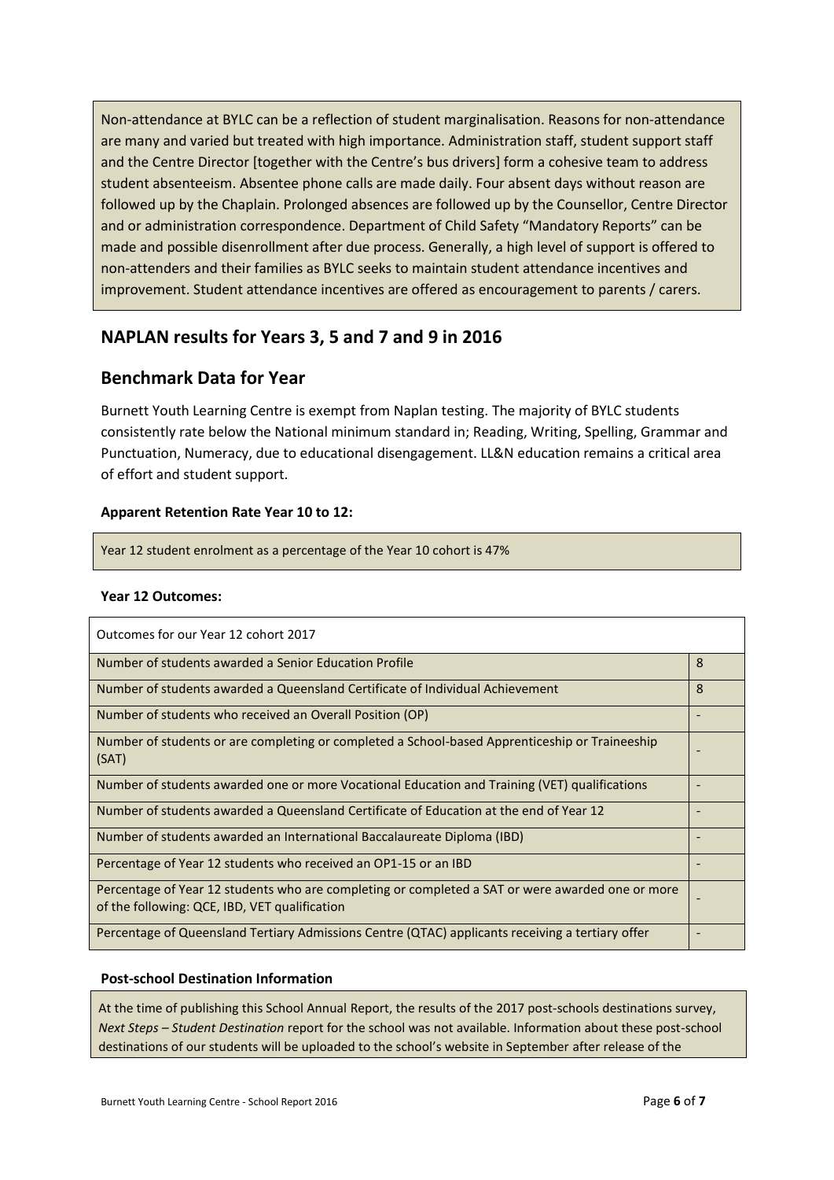Non-attendance at BYLC can be a reflection of student marginalisation. Reasons for non-attendance are many and varied but treated with high importance. Administration staff, student support staff and the Centre Director [together with the Centre's bus drivers] form a cohesive team to address student absenteeism. Absentee phone calls are made daily. Four absent days without reason are followed up by the Chaplain. Prolonged absences are followed up by the Counsellor, Centre Director and or administration correspondence. Department of Child Safety "Mandatory Reports" can be made and possible disenrollment after due process. Generally, a high level of support is offered to non-attenders and their families as BYLC seeks to maintain student attendance incentives and improvement. Student attendance incentives are offered as encouragement to parents / carers.

## NAPLAN results for Years 3, 5 and 7 and 9 in 2016

## Benchmark Data for Year

Burnett Youth Learning Centre is exempt from Naplan testing. The majority of BYLC students consistently rate below the National minimum standard in; Reading, Writing, Spelling, Grammar and Punctuation, Numeracy, due to educational disengagement. LL&N education remains a critical area of effort and student support.

**Apparent Retention Rate Year 10 to 12:**

Year 12 student enrolment as a percentage of the Year 10 cohort is 47%

**Year 12 Outcomes:**

| Outcomes for our Year 12 cohort 2017 | |
|---|---|
| Number of students awarded a Senior Education Profile | 8 |
| Number of students awarded a Queensland Certificate of Individual Achievement | 8 |
| Number of students who received an Overall Position (OP) | - |
| Number of students or are completing or completed a School-based Apprenticeship or Traineeship (SAT) | - |
| Number of students awarded one or more Vocational Education and Training (VET) qualifications | - |
| Number of students awarded a Queensland Certificate of Education at the end of Year 12 | - |
| Number of students awarded an International Baccalaureate Diploma (IBD) | - |
| Percentage of Year 12 students who received an OP1-15 or an IBD | - |
| Percentage of Year 12 students who are completing or completed a SAT or were awarded one or more of the following: QCE, IBD, VET qualification | - |
| Percentage of Queensland Tertiary Admissions Centre (QTAC) applicants receiving a tertiary offer | - |

**Post-school Destination Information**

At the time of publishing this School Annual Report, the results of the 2017 post-schools destinations survey, *Next Steps – Student Destination* report for the school was not available. Information about these post-school destinations of our students will be uploaded to the school's website in September after release of the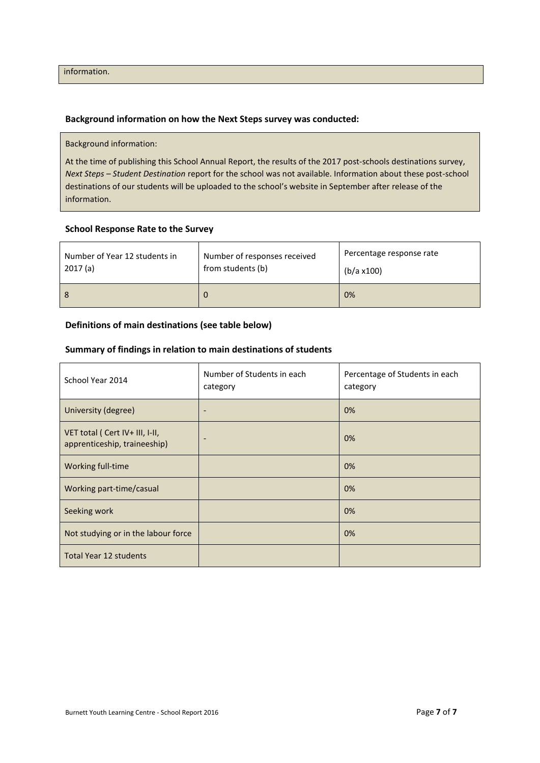information.

### Background information on how the Next Steps survey was conducted:

Background information:

At the time of publishing this School Annual Report, the results of the 2017 post-schools destinations survey, *Next Steps – Student Destination* report for the school was not available. Information about these post-school destinations of our students will be uploaded to the school's website in September after release of the information.

### School Response Rate to the Survey

| Number of Year 12 students in 2017 (a) | Number of responses received from students (b) | Percentage response rate (b/a x100) |
|---|---|---|
| 8 | 0 | 0% |

### Definitions of main destinations (see table below)

### Summary of findings in relation to main destinations of students

| School Year 2014 | Number of Students in each category | Percentage of Students in each category |
|---|---|---|
| University (degree) | - | 0% |
| VET total ( Cert IV+ III, I-II, apprenticeship, traineeship) | - | 0% |
| Working full-time | | 0% |
| Working part-time/casual | | 0% |
| Seeking work | | 0% |
| Not studying or in the labour force | | 0% |
| Total Year 12 students | | |